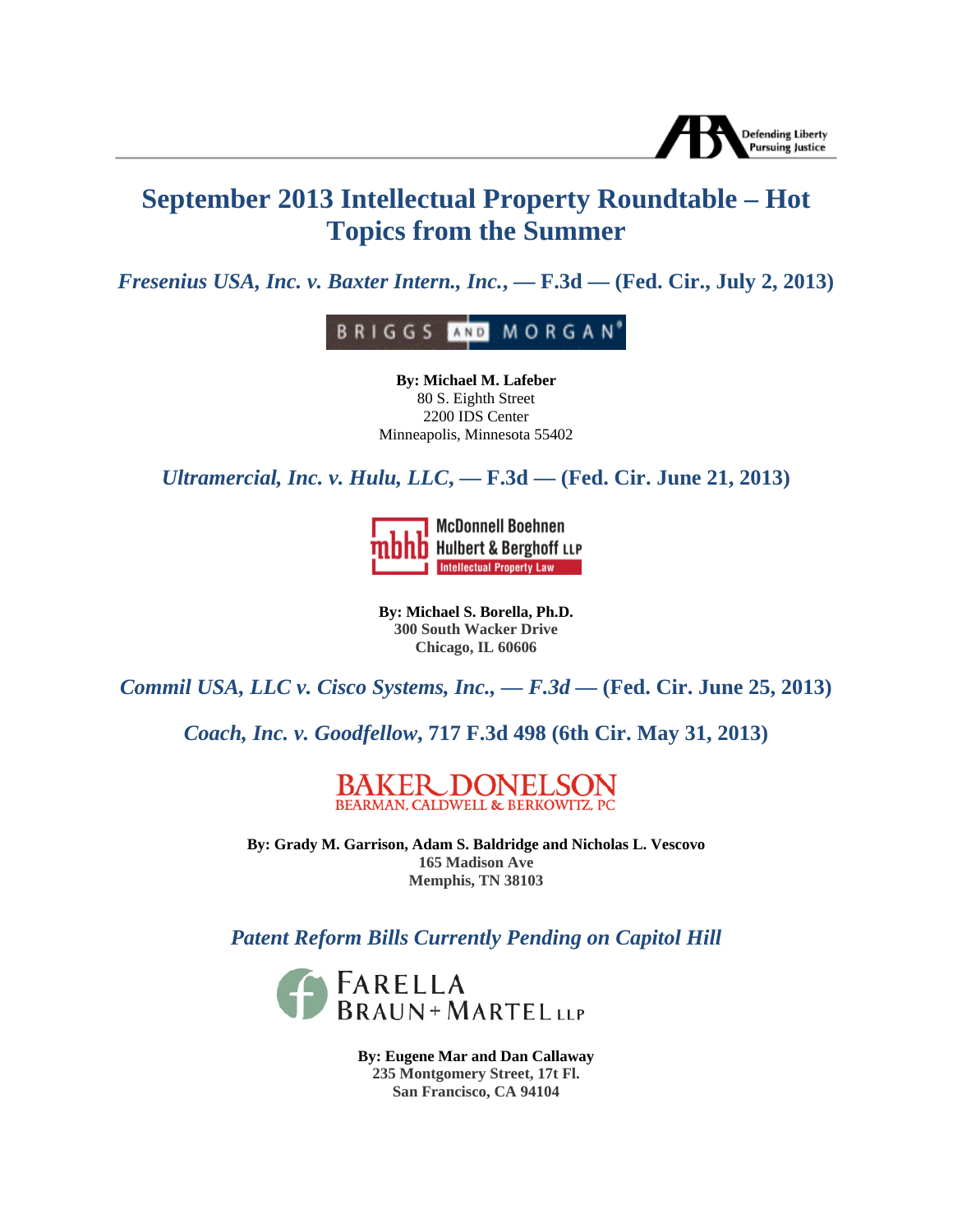# September 2013 Intellectual Property Roundtable – Hot Topics from the Summer

## *Fresenius USA, Inc. v. Baxter Intern., Inc.*, — F.3d — (Fed. Cir., July 2, 2013)

BRIGGS AND MORGAN

**By: Michael M. Lafeber**
80 S. Eighth Street
2200 IDS Center
Minneapolis, Minnesota 55402

## *Ultramercial, Inc. v. Hulu, LLC*, — F.3d — (Fed. Cir. June 21, 2013)

McDonnell Boehnen Hulbert & Berghoff LLP
Intellectual Property Law

**By: Michael S. Borella, Ph.D.**
**300 South Wacker Drive**
**Chicago, IL 60606**

## *Commil USA, LLC v. Cisco Systems, Inc., — F.3d —* (Fed. Cir. June 25, 2013)

## *Coach, Inc. v. Goodfellow*, 717 F.3d 498 (6th Cir. May 31, 2013)

BAKER DONELSON
BEARMAN, CALDWELL & BERKOWITZ, PC

**By: Grady M. Garrison, Adam S. Baldridge and Nicholas L. Vescovo**
**165 Madison Ave**
**Memphis, TN 38103**

## *Patent Reform Bills Currently Pending on Capitol Hill*

FARELLA BRAUN + MARTEL LLP

**By: Eugene Mar and Dan Callaway**
**235 Montgomery Street, 17t Fl.**
**San Francisco, CA 94104**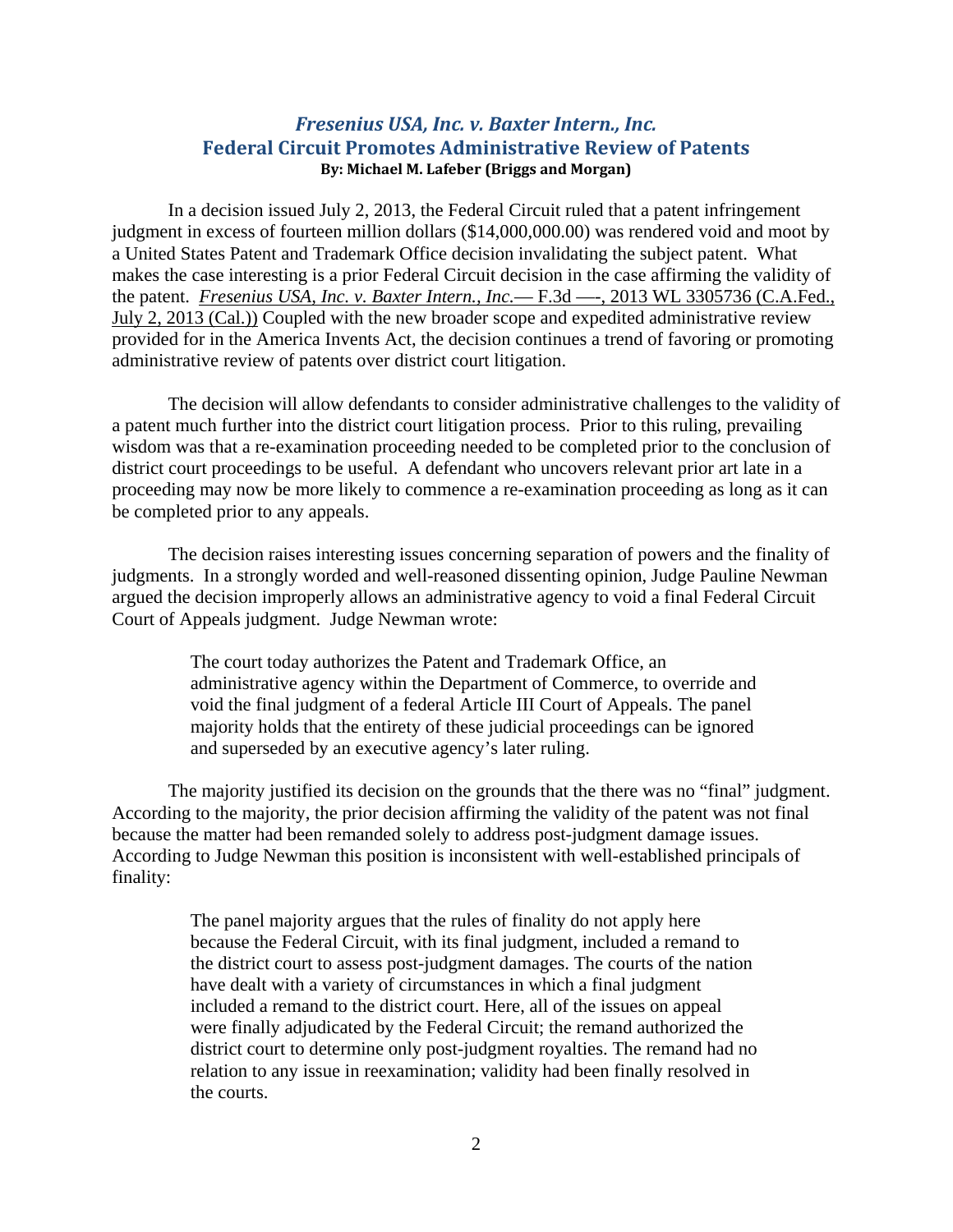## *Fresenius USA, Inc. v. Baxter Intern., Inc.*
## Federal Circuit Promotes Administrative Review of Patents
**By: Michael M. Lafeber (Briggs and Morgan)**

In a decision issued July 2, 2013, the Federal Circuit ruled that a patent infringement judgment in excess of fourteen million dollars ($14,000,000.00) was rendered void and moot by a United States Patent and Trademark Office decision invalidating the subject patent. What makes the case interesting is a prior Federal Circuit decision in the case affirming the validity of the patent. *Fresenius USA, Inc. v. Baxter Intern., Inc.*— F.3d —-, 2013 WL 3305736 (C.A.Fed., July 2, 2013 (Cal.)) Coupled with the new broader scope and expedited administrative review provided for in the America Invents Act, the decision continues a trend of favoring or promoting administrative review of patents over district court litigation.

The decision will allow defendants to consider administrative challenges to the validity of a patent much further into the district court litigation process. Prior to this ruling, prevailing wisdom was that a re-examination proceeding needed to be completed prior to the conclusion of district court proceedings to be useful. A defendant who uncovers relevant prior art late in a proceeding may now be more likely to commence a re-examination proceeding as long as it can be completed prior to any appeals.

The decision raises interesting issues concerning separation of powers and the finality of judgments. In a strongly worded and well-reasoned dissenting opinion, Judge Pauline Newman argued the decision improperly allows an administrative agency to void a final Federal Circuit Court of Appeals judgment. Judge Newman wrote:

> The court today authorizes the Patent and Trademark Office, an administrative agency within the Department of Commerce, to override and void the final judgment of a federal Article III Court of Appeals. The panel majority holds that the entirety of these judicial proceedings can be ignored and superseded by an executive agency's later ruling.

The majority justified its decision on the grounds that the there was no "final" judgment. According to the majority, the prior decision affirming the validity of the patent was not final because the matter had been remanded solely to address post-judgment damage issues. According to Judge Newman this position is inconsistent with well-established principals of finality:

> The panel majority argues that the rules of finality do not apply here because the Federal Circuit, with its final judgment, included a remand to the district court to assess post-judgment damages. The courts of the nation have dealt with a variety of circumstances in which a final judgment included a remand to the district court. Here, all of the issues on appeal were finally adjudicated by the Federal Circuit; the remand authorized the district court to determine only post-judgment royalties. The remand had no relation to any issue in reexamination; validity had been finally resolved in the courts.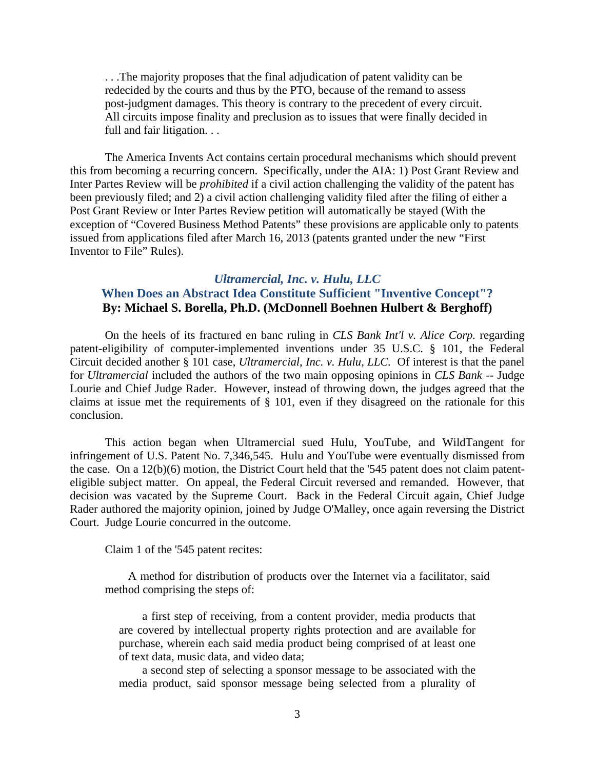> . . .The majority proposes that the final adjudication of patent validity can be redecided by the courts and thus by the PTO, because of the remand to assess post-judgment damages. This theory is contrary to the precedent of every circuit. All circuits impose finality and preclusion as to issues that were finally decided in full and fair litigation. . .

The America Invents Act contains certain procedural mechanisms which should prevent this from becoming a recurring concern. Specifically, under the AIA: 1) Post Grant Review and Inter Partes Review will be *prohibited* if a civil action challenging the validity of the patent has been previously filed; and 2) a civil action challenging validity filed after the filing of either a Post Grant Review or Inter Partes Review petition will automatically be stayed (With the exception of "Covered Business Method Patents" these provisions are applicable only to patents issued from applications filed after March 16, 2013 (patents granted under the new "First Inventor to File" Rules).

## *Ultramercial, Inc. v. Hulu, LLC*

## When Does an Abstract Idea Constitute Sufficient "Inventive Concept"?

**By: Michael S. Borella, Ph.D. (McDonnell Boehnen Hulbert & Berghoff)**

On the heels of its fractured en banc ruling in *CLS Bank Int'l v. Alice Corp.* regarding patent-eligibility of computer-implemented inventions under 35 U.S.C. § 101, the Federal Circuit decided another § 101 case, *Ultramercial, Inc. v. Hulu, LLC.* Of interest is that the panel for *Ultramercial* included the authors of the two main opposing opinions in *CLS Bank* -- Judge Lourie and Chief Judge Rader. However, instead of throwing down, the judges agreed that the claims at issue met the requirements of § 101, even if they disagreed on the rationale for this conclusion.

This action began when Ultramercial sued Hulu, YouTube, and WildTangent for infringement of U.S. Patent No. 7,346,545. Hulu and YouTube were eventually dismissed from the case. On a 12(b)(6) motion, the District Court held that the '545 patent does not claim patent-eligible subject matter. On appeal, the Federal Circuit reversed and remanded. However, that decision was vacated by the Supreme Court. Back in the Federal Circuit again, Chief Judge Rader authored the majority opinion, joined by Judge O'Malley, once again reversing the District Court. Judge Lourie concurred in the outcome.

Claim 1 of the '545 patent recites:

> A method for distribution of products over the Internet via a facilitator, said method comprising the steps of:
>
> a first step of receiving, from a content provider, media products that are covered by intellectual property rights protection and are available for purchase, wherein each said media product being comprised of at least one of text data, music data, and video data;
>
> a second step of selecting a sponsor message to be associated with the media product, said sponsor message being selected from a plurality of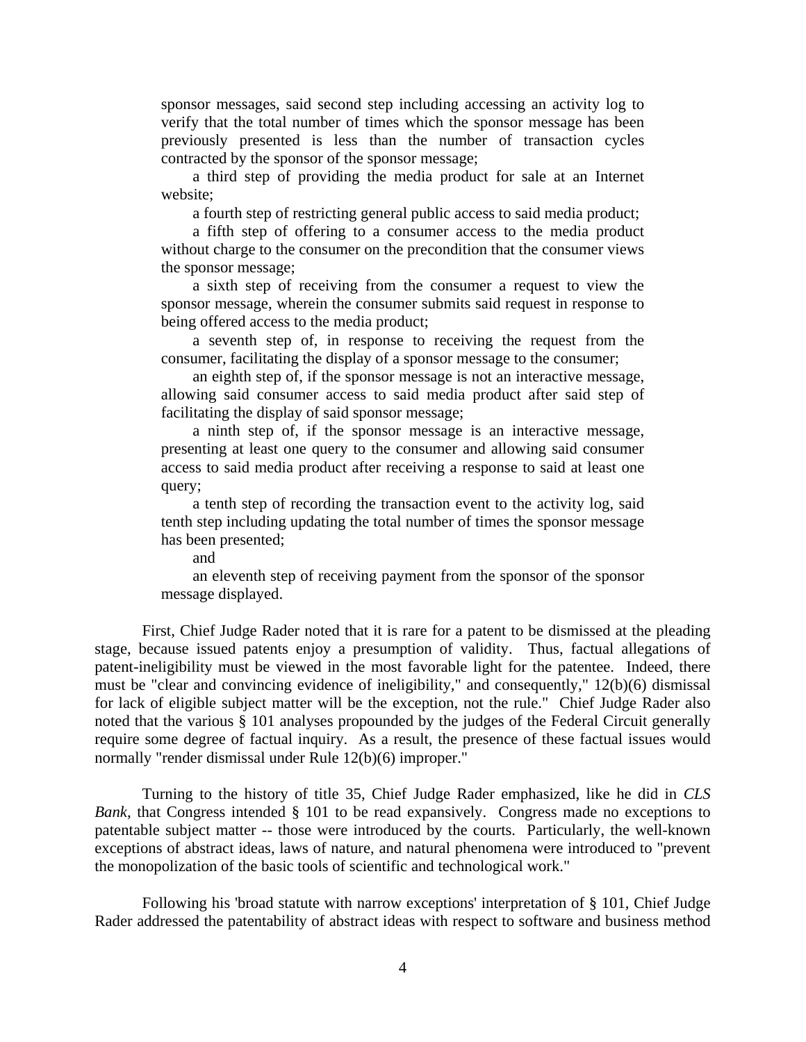sponsor messages, said second step including accessing an activity log to verify that the total number of times which the sponsor message has been previously presented is less than the number of transaction cycles contracted by the sponsor of the sponsor message;

a third step of providing the media product for sale at an Internet website;

a fourth step of restricting general public access to said media product;

a fifth step of offering to a consumer access to the media product without charge to the consumer on the precondition that the consumer views the sponsor message;

a sixth step of receiving from the consumer a request to view the sponsor message, wherein the consumer submits said request in response to being offered access to the media product;

a seventh step of, in response to receiving the request from the consumer, facilitating the display of a sponsor message to the consumer;

an eighth step of, if the sponsor message is not an interactive message, allowing said consumer access to said media product after said step of facilitating the display of said sponsor message;

a ninth step of, if the sponsor message is an interactive message, presenting at least one query to the consumer and allowing said consumer access to said media product after receiving a response to said at least one query;

a tenth step of recording the transaction event to the activity log, said tenth step including updating the total number of times the sponsor message has been presented;

and

an eleventh step of receiving payment from the sponsor of the sponsor message displayed.

First, Chief Judge Rader noted that it is rare for a patent to be dismissed at the pleading stage, because issued patents enjoy a presumption of validity. Thus, factual allegations of patent-ineligibility must be viewed in the most favorable light for the patentee. Indeed, there must be "clear and convincing evidence of ineligibility," and consequently," 12(b)(6) dismissal for lack of eligible subject matter will be the exception, not the rule." Chief Judge Rader also noted that the various § 101 analyses propounded by the judges of the Federal Circuit generally require some degree of factual inquiry. As a result, the presence of these factual issues would normally "render dismissal under Rule 12(b)(6) improper."

Turning to the history of title 35, Chief Judge Rader emphasized, like he did in *CLS Bank*, that Congress intended § 101 to be read expansively. Congress made no exceptions to patentable subject matter -- those were introduced by the courts. Particularly, the well-known exceptions of abstract ideas, laws of nature, and natural phenomena were introduced to "prevent the monopolization of the basic tools of scientific and technological work."

Following his 'broad statute with narrow exceptions' interpretation of § 101, Chief Judge Rader addressed the patentability of abstract ideas with respect to software and business method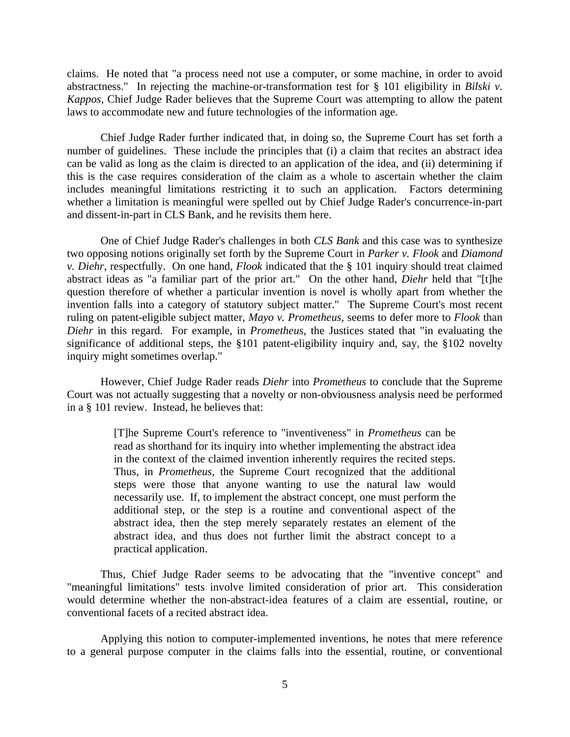claims. He noted that "a process need not use a computer, or some machine, in order to avoid abstractness." In rejecting the machine-or-transformation test for § 101 eligibility in *Bilski v. Kappos*, Chief Judge Rader believes that the Supreme Court was attempting to allow the patent laws to accommodate new and future technologies of the information age.

Chief Judge Rader further indicated that, in doing so, the Supreme Court has set forth a number of guidelines. These include the principles that (i) a claim that recites an abstract idea can be valid as long as the claim is directed to an application of the idea, and (ii) determining if this is the case requires consideration of the claim as a whole to ascertain whether the claim includes meaningful limitations restricting it to such an application. Factors determining whether a limitation is meaningful were spelled out by Chief Judge Rader's concurrence-in-part and dissent-in-part in CLS Bank, and he revisits them here.

One of Chief Judge Rader's challenges in both *CLS Bank* and this case was to synthesize two opposing notions originally set forth by the Supreme Court in *Parker v. Flook* and *Diamond v. Diehr*, respectfully. On one hand, *Flook* indicated that the § 101 inquiry should treat claimed abstract ideas as "a familiar part of the prior art." On the other hand, *Diehr* held that "[t]he question therefore of whether a particular invention is novel is wholly apart from whether the invention falls into a category of statutory subject matter." The Supreme Court's most recent ruling on patent-eligible subject matter, *Mayo v. Prometheus*, seems to defer more to *Flook* than *Diehr* in this regard. For example, in *Prometheus*, the Justices stated that "in evaluating the significance of additional steps, the §101 patent-eligibility inquiry and, say, the §102 novelty inquiry might sometimes overlap."

However, Chief Judge Rader reads *Diehr* into *Prometheus* to conclude that the Supreme Court was not actually suggesting that a novelty or non-obviousness analysis need be performed in a § 101 review. Instead, he believes that:

> [T]he Supreme Court's reference to "inventiveness" in *Prometheus* can be read as shorthand for its inquiry into whether implementing the abstract idea in the context of the claimed invention inherently requires the recited steps. Thus, in *Prometheus*, the Supreme Court recognized that the additional steps were those that anyone wanting to use the natural law would necessarily use. If, to implement the abstract concept, one must perform the additional step, or the step is a routine and conventional aspect of the abstract idea, then the step merely separately restates an element of the abstract idea, and thus does not further limit the abstract concept to a practical application.

Thus, Chief Judge Rader seems to be advocating that the "inventive concept" and "meaningful limitations" tests involve limited consideration of prior art. This consideration would determine whether the non-abstract-idea features of a claim are essential, routine, or conventional facets of a recited abstract idea.

Applying this notion to computer-implemented inventions, he notes that mere reference to a general purpose computer in the claims falls into the essential, routine, or conventional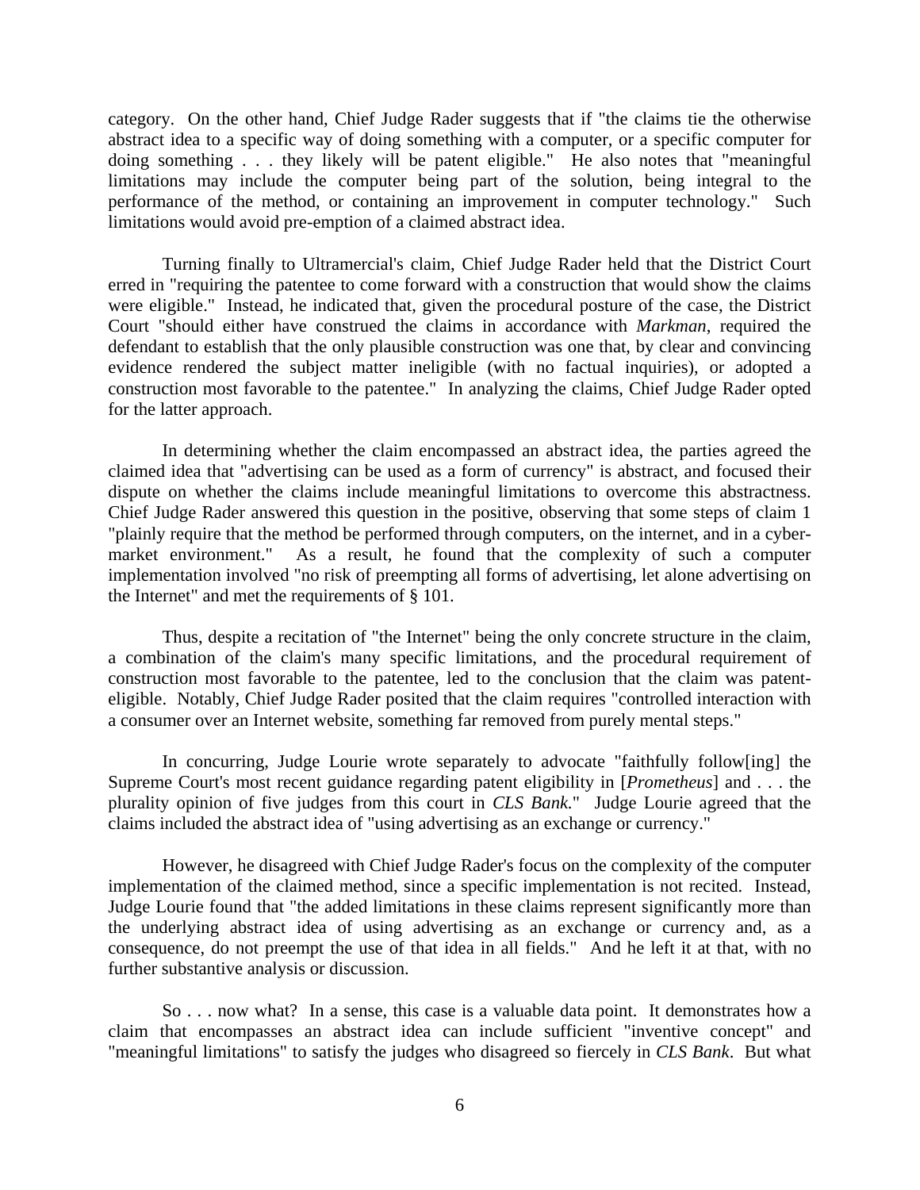category. On the other hand, Chief Judge Rader suggests that if "the claims tie the otherwise abstract idea to a specific way of doing something with a computer, or a specific computer for doing something . . . they likely will be patent eligible." He also notes that "meaningful limitations may include the computer being part of the solution, being integral to the performance of the method, or containing an improvement in computer technology." Such limitations would avoid pre-emption of a claimed abstract idea.

Turning finally to Ultramercial's claim, Chief Judge Rader held that the District Court erred in "requiring the patentee to come forward with a construction that would show the claims were eligible." Instead, he indicated that, given the procedural posture of the case, the District Court "should either have construed the claims in accordance with *Markman*, required the defendant to establish that the only plausible construction was one that, by clear and convincing evidence rendered the subject matter ineligible (with no factual inquiries), or adopted a construction most favorable to the patentee." In analyzing the claims, Chief Judge Rader opted for the latter approach.

In determining whether the claim encompassed an abstract idea, the parties agreed the claimed idea that "advertising can be used as a form of currency" is abstract, and focused their dispute on whether the claims include meaningful limitations to overcome this abstractness. Chief Judge Rader answered this question in the positive, observing that some steps of claim 1 "plainly require that the method be performed through computers, on the internet, and in a cyber-market environment." As a result, he found that the complexity of such a computer implementation involved "no risk of preempting all forms of advertising, let alone advertising on the Internet" and met the requirements of § 101.

Thus, despite a recitation of "the Internet" being the only concrete structure in the claim, a combination of the claim's many specific limitations, and the procedural requirement of construction most favorable to the patentee, led to the conclusion that the claim was patent-eligible. Notably, Chief Judge Rader posited that the claim requires "controlled interaction with a consumer over an Internet website, something far removed from purely mental steps."

In concurring, Judge Lourie wrote separately to advocate "faithfully follow[ing] the Supreme Court's most recent guidance regarding patent eligibility in [*Prometheus*] and . . . the plurality opinion of five judges from this court in *CLS Bank*." Judge Lourie agreed that the claims included the abstract idea of "using advertising as an exchange or currency."

However, he disagreed with Chief Judge Rader's focus on the complexity of the computer implementation of the claimed method, since a specific implementation is not recited. Instead, Judge Lourie found that "the added limitations in these claims represent significantly more than the underlying abstract idea of using advertising as an exchange or currency and, as a consequence, do not preempt the use of that idea in all fields." And he left it at that, with no further substantive analysis or discussion.

So . . . now what? In a sense, this case is a valuable data point. It demonstrates how a claim that encompasses an abstract idea can include sufficient "inventive concept" and "meaningful limitations" to satisfy the judges who disagreed so fiercely in *CLS Bank*. But what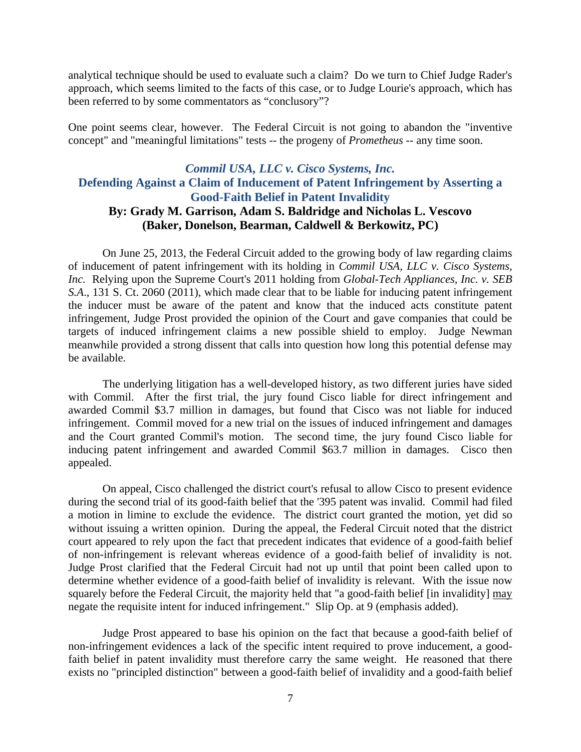analytical technique should be used to evaluate such a claim? Do we turn to Chief Judge Rader's approach, which seems limited to the facts of this case, or to Judge Lourie's approach, which has been referred to by some commentators as "conclusory"?

One point seems clear, however. The Federal Circuit is not going to abandon the "inventive concept" and "meaningful limitations" tests -- the progeny of *Prometheus* -- any time soon.

## *Commil USA, LLC v. Cisco Systems, Inc.*
## Defending Against a Claim of Inducement of Patent Infringement by Asserting a Good-Faith Belief in Patent Invalidity

**By: Grady M. Garrison, Adam S. Baldridge and Nicholas L. Vescovo (Baker, Donelson, Bearman, Caldwell & Berkowitz, PC)**

On June 25, 2013, the Federal Circuit added to the growing body of law regarding claims of inducement of patent infringement with its holding in *Commil USA, LLC v. Cisco Systems, Inc.* Relying upon the Supreme Court's 2011 holding from *Global-Tech Appliances, Inc. v. SEB S.A*., 131 S. Ct. 2060 (2011), which made clear that to be liable for inducing patent infringement the inducer must be aware of the patent and know that the induced acts constitute patent infringement, Judge Prost provided the opinion of the Court and gave companies that could be targets of induced infringement claims a new possible shield to employ. Judge Newman meanwhile provided a strong dissent that calls into question how long this potential defense may be available.

The underlying litigation has a well-developed history, as two different juries have sided with Commil. After the first trial, the jury found Cisco liable for direct infringement and awarded Commil $3.7 million in damages, but found that Cisco was not liable for induced infringement. Commil moved for a new trial on the issues of induced infringement and damages and the Court granted Commil's motion. The second time, the jury found Cisco liable for inducing patent infringement and awarded Commil $63.7 million in damages. Cisco then appealed.

On appeal, Cisco challenged the district court's refusal to allow Cisco to present evidence during the second trial of its good-faith belief that the '395 patent was invalid. Commil had filed a motion in limine to exclude the evidence. The district court granted the motion, yet did so without issuing a written opinion. During the appeal, the Federal Circuit noted that the district court appeared to rely upon the fact that precedent indicates that evidence of a good-faith belief of non-infringement is relevant whereas evidence of a good-faith belief of invalidity is not. Judge Prost clarified that the Federal Circuit had not up until that point been called upon to determine whether evidence of a good-faith belief of invalidity is relevant. With the issue now squarely before the Federal Circuit, the majority held that "a good-faith belief [in invalidity] <u>may</u> negate the requisite intent for induced infringement." Slip Op. at 9 (emphasis added).

Judge Prost appeared to base his opinion on the fact that because a good-faith belief of non-infringement evidences a lack of the specific intent required to prove inducement, a good-faith belief in patent invalidity must therefore carry the same weight. He reasoned that there exists no "principled distinction" between a good-faith belief of invalidity and a good-faith belief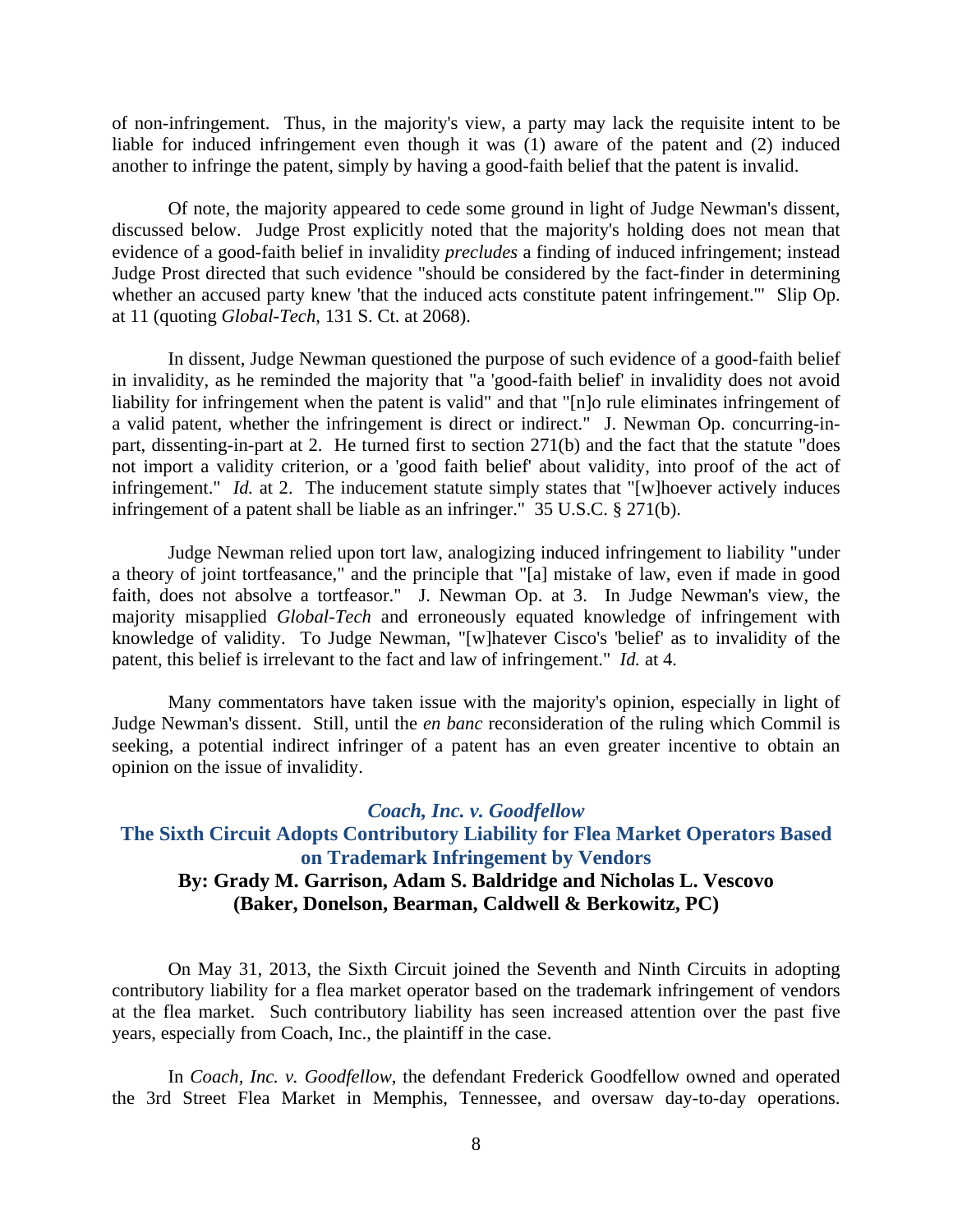of non-infringement. Thus, in the majority's view, a party may lack the requisite intent to be liable for induced infringement even though it was (1) aware of the patent and (2) induced another to infringe the patent, simply by having a good-faith belief that the patent is invalid.

Of note, the majority appeared to cede some ground in light of Judge Newman's dissent, discussed below. Judge Prost explicitly noted that the majority's holding does not mean that evidence of a good-faith belief in invalidity *precludes* a finding of induced infringement; instead Judge Prost directed that such evidence "should be considered by the fact-finder in determining whether an accused party knew 'that the induced acts constitute patent infringement.'" Slip Op. at 11 (quoting *Global-Tech*, 131 S. Ct. at 2068).

In dissent, Judge Newman questioned the purpose of such evidence of a good-faith belief in invalidity, as he reminded the majority that "a 'good-faith belief' in invalidity does not avoid liability for infringement when the patent is valid" and that "[n]o rule eliminates infringement of a valid patent, whether the infringement is direct or indirect." J. Newman Op. concurring-in-part, dissenting-in-part at 2. He turned first to section 271(b) and the fact that the statute "does not import a validity criterion, or a 'good faith belief' about validity, into proof of the act of infringement." *Id.* at 2. The inducement statute simply states that "[w]hoever actively induces infringement of a patent shall be liable as an infringer." 35 U.S.C. § 271(b).

Judge Newman relied upon tort law, analogizing induced infringement to liability "under a theory of joint tortfeasance," and the principle that "[a] mistake of law, even if made in good faith, does not absolve a tortfeasor." J. Newman Op. at 3. In Judge Newman's view, the majority misapplied *Global-Tech* and erroneously equated knowledge of infringement with knowledge of validity. To Judge Newman, "[w]hatever Cisco's 'belief' as to invalidity of the patent, this belief is irrelevant to the fact and law of infringement." *Id.* at 4.

Many commentators have taken issue with the majority's opinion, especially in light of Judge Newman's dissent. Still, until the *en banc* reconsideration of the ruling which Commil is seeking, a potential indirect infringer of a patent has an even greater incentive to obtain an opinion on the issue of invalidity.

## *Coach, Inc. v. Goodfellow*
## The Sixth Circuit Adopts Contributory Liability for Flea Market Operators Based on Trademark Infringement by Vendors

**By: Grady M. Garrison, Adam S. Baldridge and Nicholas L. Vescovo (Baker, Donelson, Bearman, Caldwell & Berkowitz, PC)**

On May 31, 2013, the Sixth Circuit joined the Seventh and Ninth Circuits in adopting contributory liability for a flea market operator based on the trademark infringement of vendors at the flea market. Such contributory liability has seen increased attention over the past five years, especially from Coach, Inc., the plaintiff in the case.

In *Coach, Inc. v. Goodfellow*, the defendant Frederick Goodfellow owned and operated the 3rd Street Flea Market in Memphis, Tennessee, and oversaw day-to-day operations.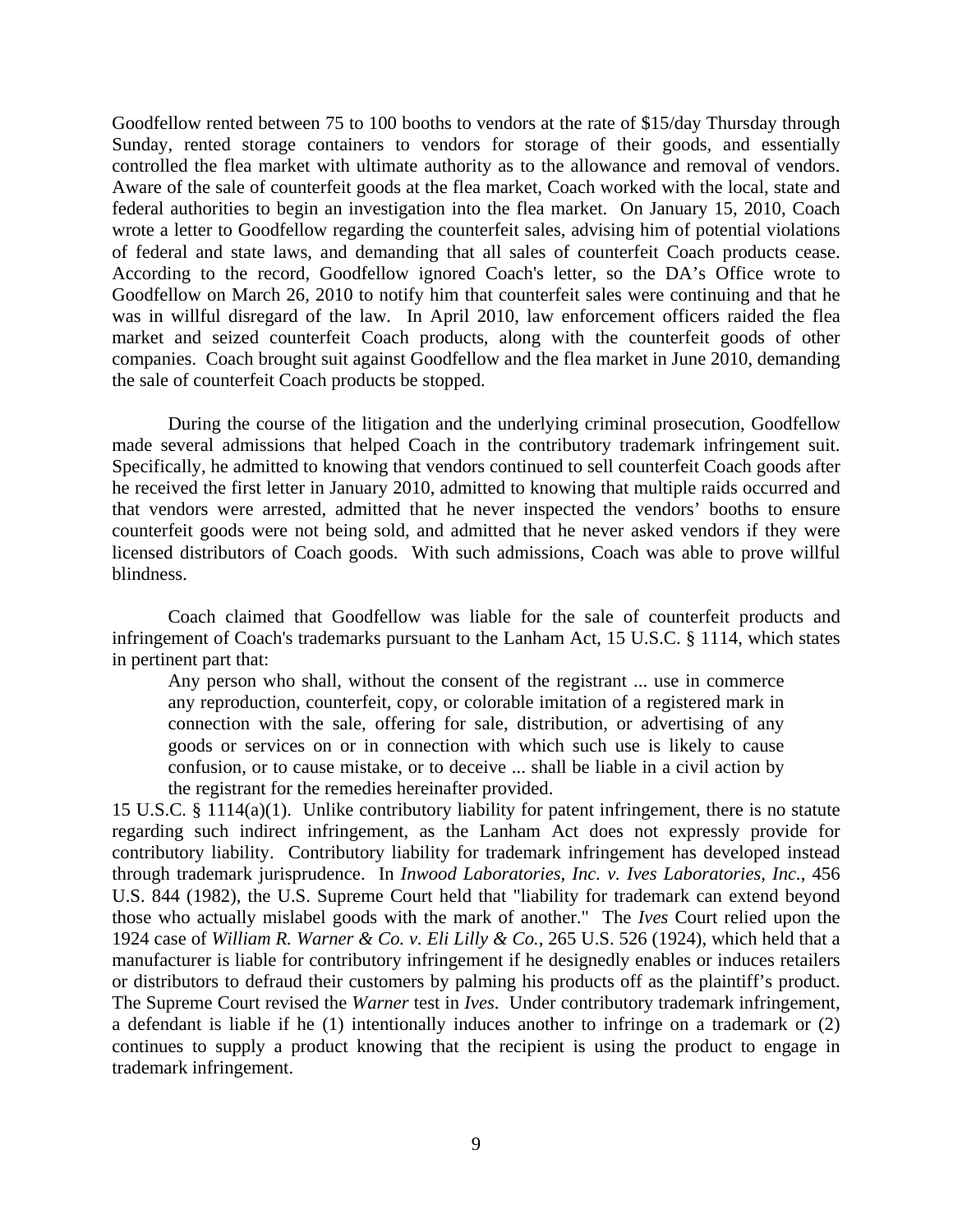Goodfellow rented between 75 to 100 booths to vendors at the rate of \$15/day Thursday through Sunday, rented storage containers to vendors for storage of their goods, and essentially controlled the flea market with ultimate authority as to the allowance and removal of vendors. Aware of the sale of counterfeit goods at the flea market, Coach worked with the local, state and federal authorities to begin an investigation into the flea market. On January 15, 2010, Coach wrote a letter to Goodfellow regarding the counterfeit sales, advising him of potential violations of federal and state laws, and demanding that all sales of counterfeit Coach products cease. According to the record, Goodfellow ignored Coach's letter, so the DA's Office wrote to Goodfellow on March 26, 2010 to notify him that counterfeit sales were continuing and that he was in willful disregard of the law. In April 2010, law enforcement officers raided the flea market and seized counterfeit Coach products, along with the counterfeit goods of other companies. Coach brought suit against Goodfellow and the flea market in June 2010, demanding the sale of counterfeit Coach products be stopped.

During the course of the litigation and the underlying criminal prosecution, Goodfellow made several admissions that helped Coach in the contributory trademark infringement suit. Specifically, he admitted to knowing that vendors continued to sell counterfeit Coach goods after he received the first letter in January 2010, admitted to knowing that multiple raids occurred and that vendors were arrested, admitted that he never inspected the vendors' booths to ensure counterfeit goods were not being sold, and admitted that he never asked vendors if they were licensed distributors of Coach goods. With such admissions, Coach was able to prove willful blindness.

Coach claimed that Goodfellow was liable for the sale of counterfeit products and infringement of Coach's trademarks pursuant to the Lanham Act, 15 U.S.C. § 1114, which states in pertinent part that:

> Any person who shall, without the consent of the registrant ... use in commerce any reproduction, counterfeit, copy, or colorable imitation of a registered mark in connection with the sale, offering for sale, distribution, or advertising of any goods or services on or in connection with which such use is likely to cause confusion, or to cause mistake, or to deceive ... shall be liable in a civil action by the registrant for the remedies hereinafter provided.

15 U.S.C. § 1114(a)(1). Unlike contributory liability for patent infringement, there is no statute regarding such indirect infringement, as the Lanham Act does not expressly provide for contributory liability. Contributory liability for trademark infringement has developed instead through trademark jurisprudence. In *Inwood Laboratories, Inc. v. Ives Laboratories, Inc.*, 456 U.S. 844 (1982), the U.S. Supreme Court held that "liability for trademark can extend beyond those who actually mislabel goods with the mark of another." The *Ives* Court relied upon the 1924 case of *William R. Warner & Co. v. Eli Lilly & Co.*, 265 U.S. 526 (1924), which held that a manufacturer is liable for contributory infringement if he designedly enables or induces retailers or distributors to defraud their customers by palming his products off as the plaintiff's product. The Supreme Court revised the *Warner* test in *Ives*. Under contributory trademark infringement, a defendant is liable if he (1) intentionally induces another to infringe on a trademark or (2) continues to supply a product knowing that the recipient is using the product to engage in trademark infringement.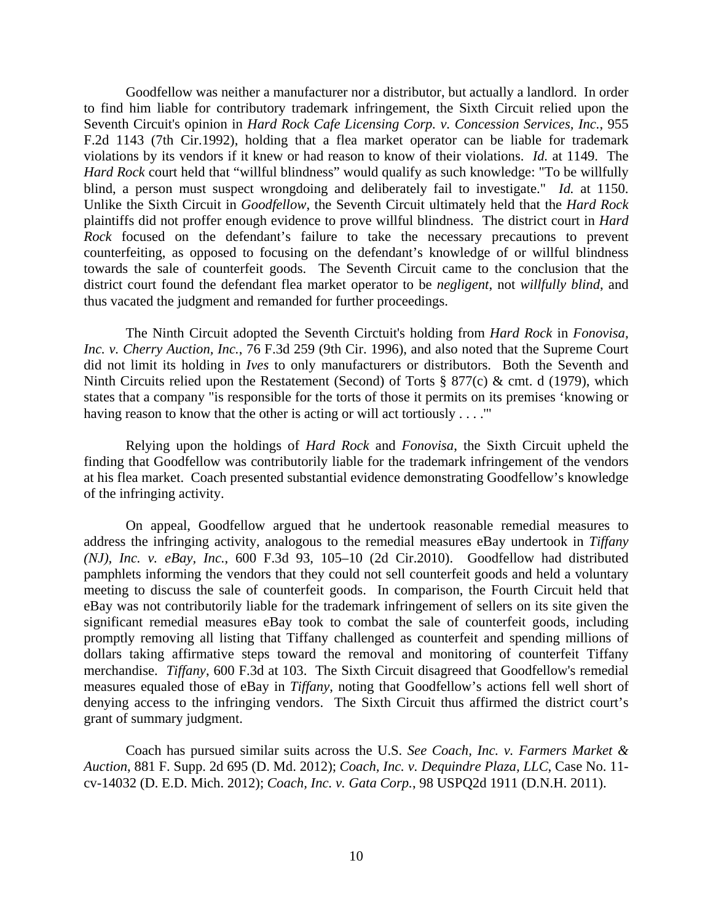Goodfellow was neither a manufacturer nor a distributor, but actually a landlord. In order to find him liable for contributory trademark infringement, the Sixth Circuit relied upon the Seventh Circuit's opinion in *Hard Rock Cafe Licensing Corp. v. Concession Services, Inc.*, 955 F.2d 1143 (7th Cir.1992), holding that a flea market operator can be liable for trademark violations by its vendors if it knew or had reason to know of their violations. *Id.* at 1149. The *Hard Rock* court held that "willful blindness" would qualify as such knowledge: "To be willfully blind, a person must suspect wrongdoing and deliberately fail to investigate." *Id.* at 1150. Unlike the Sixth Circuit in *Goodfellow*, the Seventh Circuit ultimately held that the *Hard Rock* plaintiffs did not proffer enough evidence to prove willful blindness. The district court in *Hard Rock* focused on the defendant's failure to take the necessary precautions to prevent counterfeiting, as opposed to focusing on the defendant's knowledge of or willful blindness towards the sale of counterfeit goods. The Seventh Circuit came to the conclusion that the district court found the defendant flea market operator to be *negligent*, not *willfully blind*, and thus vacated the judgment and remanded for further proceedings.

The Ninth Circuit adopted the Seventh Circtuit's holding from *Hard Rock* in *Fonovisa, Inc. v. Cherry Auction, Inc.*, 76 F.3d 259 (9th Cir. 1996), and also noted that the Supreme Court did not limit its holding in *Ives* to only manufacturers or distributors. Both the Seventh and Ninth Circuits relied upon the Restatement (Second) of Torts § 877(c) & cmt. d (1979), which states that a company "is responsible for the torts of those it permits on its premises 'knowing or having reason to know that the other is acting or will act tortiously . . . .'"

Relying upon the holdings of *Hard Rock* and *Fonovisa*, the Sixth Circuit upheld the finding that Goodfellow was contributorily liable for the trademark infringement of the vendors at his flea market. Coach presented substantial evidence demonstrating Goodfellow's knowledge of the infringing activity.

On appeal, Goodfellow argued that he undertook reasonable remedial measures to address the infringing activity, analogous to the remedial measures eBay undertook in *Tiffany (NJ), Inc. v. eBay, Inc.*, 600 F.3d 93, 105–10 (2d Cir.2010). Goodfellow had distributed pamphlets informing the vendors that they could not sell counterfeit goods and held a voluntary meeting to discuss the sale of counterfeit goods. In comparison, the Fourth Circuit held that eBay was not contributorily liable for the trademark infringement of sellers on its site given the significant remedial measures eBay took to combat the sale of counterfeit goods, including promptly removing all listing that Tiffany challenged as counterfeit and spending millions of dollars taking affirmative steps toward the removal and monitoring of counterfeit Tiffany merchandise. *Tiffany*, 600 F.3d at 103. The Sixth Circuit disagreed that Goodfellow's remedial measures equaled those of eBay in *Tiffany*, noting that Goodfellow's actions fell well short of denying access to the infringing vendors. The Sixth Circuit thus affirmed the district court's grant of summary judgment.

Coach has pursued similar suits across the U.S. *See Coach, Inc. v. Farmers Market & Auction*, 881 F. Supp. 2d 695 (D. Md. 2012); *Coach, Inc. v. Dequindre Plaza, LLC*, Case No. 11-cv-14032 (D. E.D. Mich. 2012); *Coach, Inc. v. Gata Corp.*, 98 USPQ2d 1911 (D.N.H. 2011).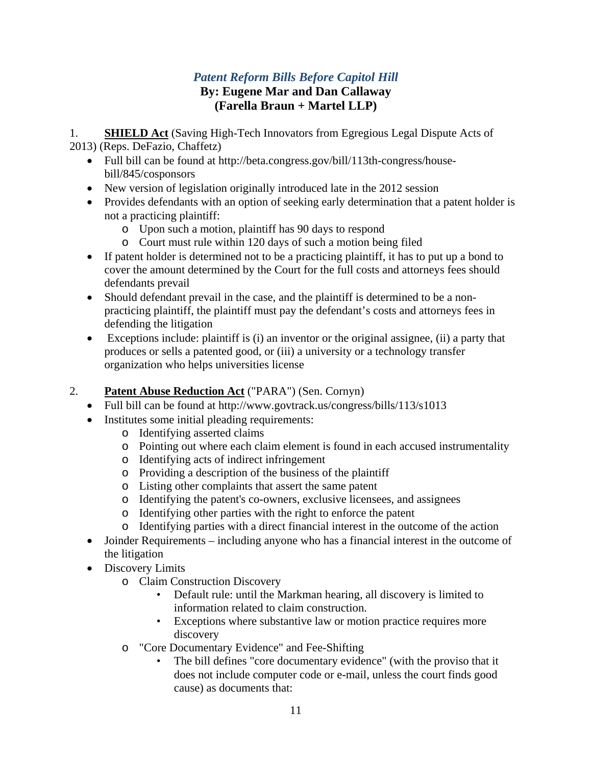## *Patent Reform Bills Before Capitol Hill*

**By: Eugene Mar and Dan Callaway**
**(Farella Braun + Martel LLP)**

1. **SHIELD Act** (Saving High-Tech Innovators from Egregious Legal Dispute Acts of 2013) (Reps. DeFazio, Chaffetz)
   - Full bill can be found at http://beta.congress.gov/bill/113th-congress/house-bill/845/cosponsors
   - New version of legislation originally introduced late in the 2012 session
   - Provides defendants with an option of seeking early determination that a patent holder is not a practicing plaintiff:
     - Upon such a motion, plaintiff has 90 days to respond
     - Court must rule within 120 days of such a motion being filed
   - If patent holder is determined not to be a practicing plaintiff, it has to put up a bond to cover the amount determined by the Court for the full costs and attorneys fees should defendants prevail
   - Should defendant prevail in the case, and the plaintiff is determined to be a non-practicing plaintiff, the plaintiff must pay the defendant's costs and attorneys fees in defending the litigation
   - Exceptions include: plaintiff is (i) an inventor or the original assignee, (ii) a party that produces or sells a patented good, or (iii) a university or a technology transfer organization who helps universities license

2. **Patent Abuse Reduction Act** ("PARA") (Sen. Cornyn)
   - Full bill can be found at http://www.govtrack.us/congress/bills/113/s1013
   - Institutes some initial pleading requirements:
     - Identifying asserted claims
     - Pointing out where each claim element is found in each accused instrumentality
     - Identifying acts of indirect infringement
     - Providing a description of the business of the plaintiff
     - Listing other complaints that assert the same patent
     - Identifying the patent's co-owners, exclusive licensees, and assignees
     - Identifying other parties with the right to enforce the patent
     - Identifying parties with a direct financial interest in the outcome of the action
   - Joinder Requirements – including anyone who has a financial interest in the outcome of the litigation
   - Discovery Limits
     - Claim Construction Discovery
       - Default rule: until the Markman hearing, all discovery is limited to information related to claim construction.
       - Exceptions where substantive law or motion practice requires more discovery
     - "Core Documentary Evidence" and Fee-Shifting
       - The bill defines "core documentary evidence" (with the proviso that it does not include computer code or e-mail, unless the court finds good cause) as documents that: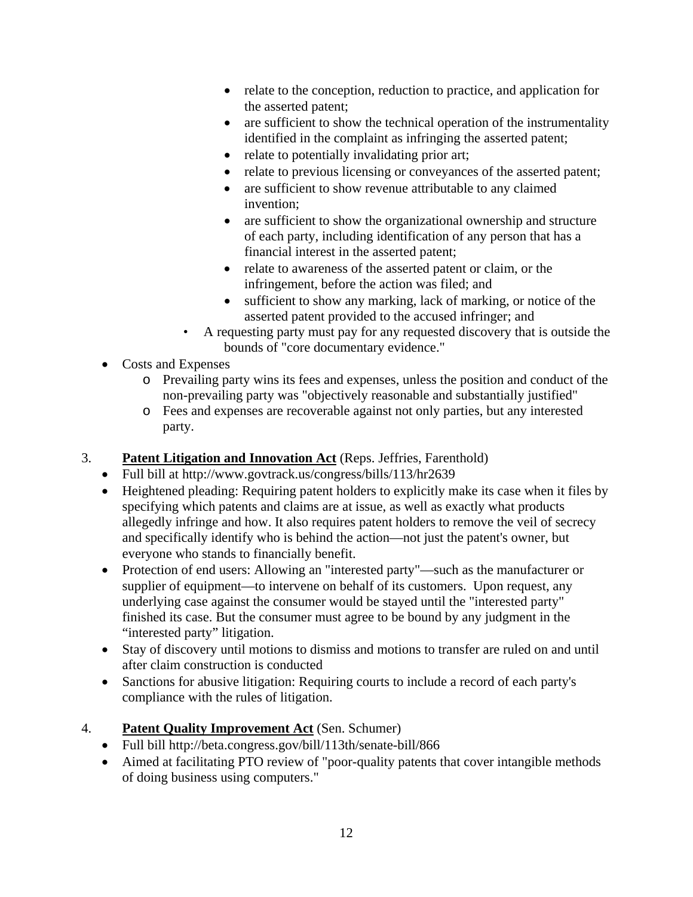- relate to the conception, reduction to practice, and application for the asserted patent;
    - are sufficient to show the technical operation of the instrumentality identified in the complaint as infringing the asserted patent;
    - relate to potentially invalidating prior art;
    - relate to previous licensing or conveyances of the asserted patent;
    - are sufficient to show revenue attributable to any claimed invention;
    - are sufficient to show the organizational ownership and structure of each party, including identification of any person that has a financial interest in the asserted patent;
    - relate to awareness of the asserted patent or claim, or the infringement, before the action was filed; and
    - sufficient to show any marking, lack of marking, or notice of the asserted patent provided to the accused infringer; and
  - A requesting party must pay for any requested discovery that is outside the bounds of "core documentary evidence."
- Costs and Expenses
  - Prevailing party wins its fees and expenses, unless the position and conduct of the non-prevailing party was "objectively reasonable and substantially justified"
  - Fees and expenses are recoverable against not only parties, but any interested party.

3. **<u>Patent Litigation and Innovation Act</u>** (Reps. Jeffries, Farenthold)
   - Full bill at http://www.govtrack.us/congress/bills/113/hr2639
   - Heightened pleading: Requiring patent holders to explicitly make its case when it files by specifying which patents and claims are at issue, as well as exactly what products allegedly infringe and how. It also requires patent holders to remove the veil of secrecy and specifically identify who is behind the action—not just the patent's owner, but everyone who stands to financially benefit.
   - Protection of end users: Allowing an "interested party"—such as the manufacturer or supplier of equipment—to intervene on behalf of its customers. Upon request, any underlying case against the consumer would be stayed until the "interested party" finished its case. But the consumer must agree to be bound by any judgment in the "interested party" litigation.
   - Stay of discovery until motions to dismiss and motions to transfer are ruled on and until after claim construction is conducted
   - Sanctions for abusive litigation: Requiring courts to include a record of each party's compliance with the rules of litigation.

4. **<u>Patent Quality Improvement Act</u>** (Sen. Schumer)
   - Full bill http://beta.congress.gov/bill/113th/senate-bill/866
   - Aimed at facilitating PTO review of "poor-quality patents that cover intangible methods of doing business using computers."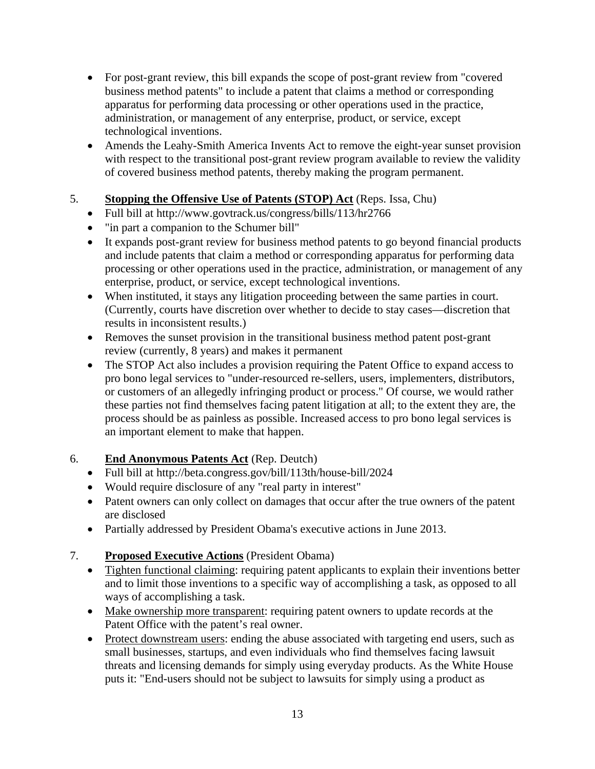- For post-grant review, this bill expands the scope of post-grant review from "covered business method patents" to include a patent that claims a method or corresponding apparatus for performing data processing or other operations used in the practice, administration, or management of any enterprise, product, or service, except technological inventions.
- Amends the Leahy-Smith America Invents Act to remove the eight-year sunset provision with respect to the transitional post-grant review program available to review the validity of covered business method patents, thereby making the program permanent.

5. **Stopping the Offensive Use of Patents (STOP) Act** (Reps. Issa, Chu)
   - Full bill at http://www.govtrack.us/congress/bills/113/hr2766
   - "in part a companion to the Schumer bill"
   - It expands post-grant review for business method patents to go beyond financial products and include patents that claim a method or corresponding apparatus for performing data processing or other operations used in the practice, administration, or management of any enterprise, product, or service, except technological inventions.
   - When instituted, it stays any litigation proceeding between the same parties in court. (Currently, courts have discretion over whether to decide to stay cases—discretion that results in inconsistent results.)
   - Removes the sunset provision in the transitional business method patent post-grant review (currently, 8 years) and makes it permanent
   - The STOP Act also includes a provision requiring the Patent Office to expand access to pro bono legal services to "under-resourced re-sellers, users, implementers, distributors, or customers of an allegedly infringing product or process." Of course, we would rather these parties not find themselves facing patent litigation at all; to the extent they are, the process should be as painless as possible. Increased access to pro bono legal services is an important element to make that happen.

6. **End Anonymous Patents Act** (Rep. Deutch)
   - Full bill at http://beta.congress.gov/bill/113th/house-bill/2024
   - Would require disclosure of any "real party in interest"
   - Patent owners can only collect on damages that occur after the true owners of the patent are disclosed
   - Partially addressed by President Obama's executive actions in June 2013.

7. **Proposed Executive Actions** (President Obama)
   - Tighten functional claiming: requiring patent applicants to explain their inventions better and to limit those inventions to a specific way of accomplishing a task, as opposed to all ways of accomplishing a task.
   - Make ownership more transparent: requiring patent owners to update records at the Patent Office with the patent's real owner.
   - Protect downstream users: ending the abuse associated with targeting end users, such as small businesses, startups, and even individuals who find themselves facing lawsuit threats and licensing demands for simply using everyday products. As the White House puts it: "End-users should not be subject to lawsuits for simply using a product as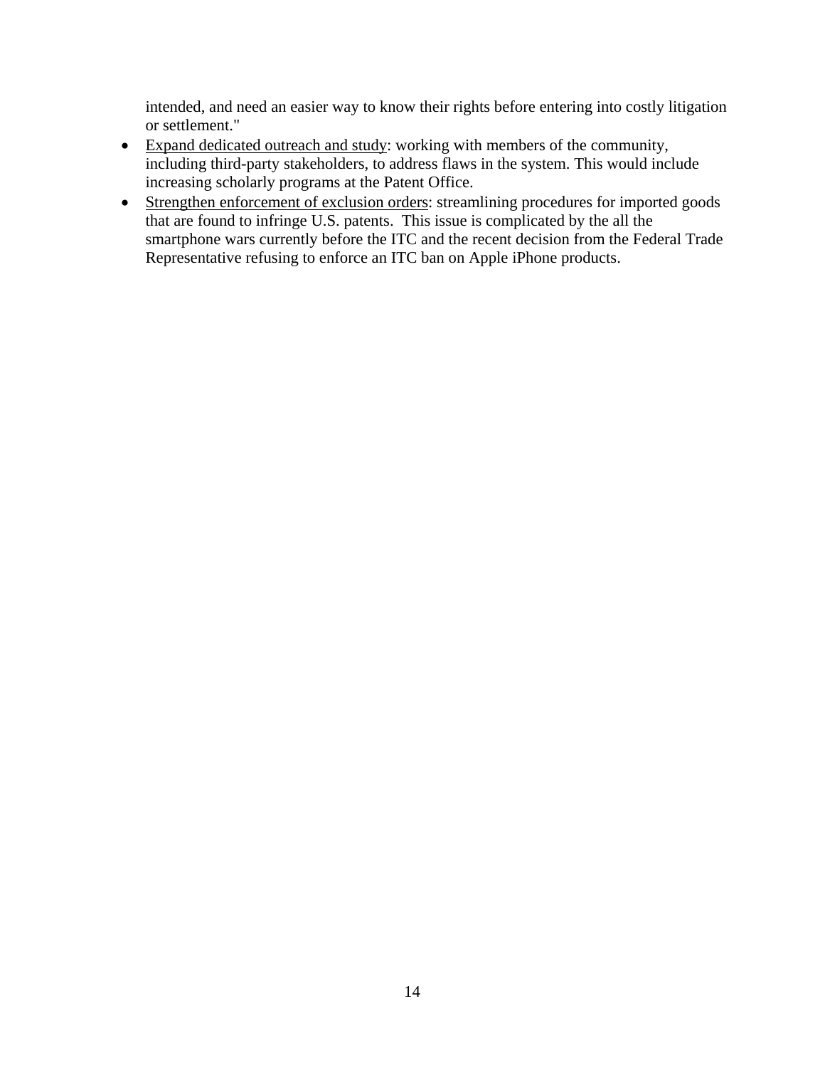intended, and need an easier way to know their rights before entering into costly litigation or settlement."

- <u>Expand dedicated outreach and study</u>: working with members of the community, including third-party stakeholders, to address flaws in the system. This would include increasing scholarly programs at the Patent Office.
- <u>Strengthen enforcement of exclusion orders</u>: streamlining procedures for imported goods that are found to infringe U.S. patents.  This issue is complicated by the all the smartphone wars currently before the ITC and the recent decision from the Federal Trade Representative refusing to enforce an ITC ban on Apple iPhone products.